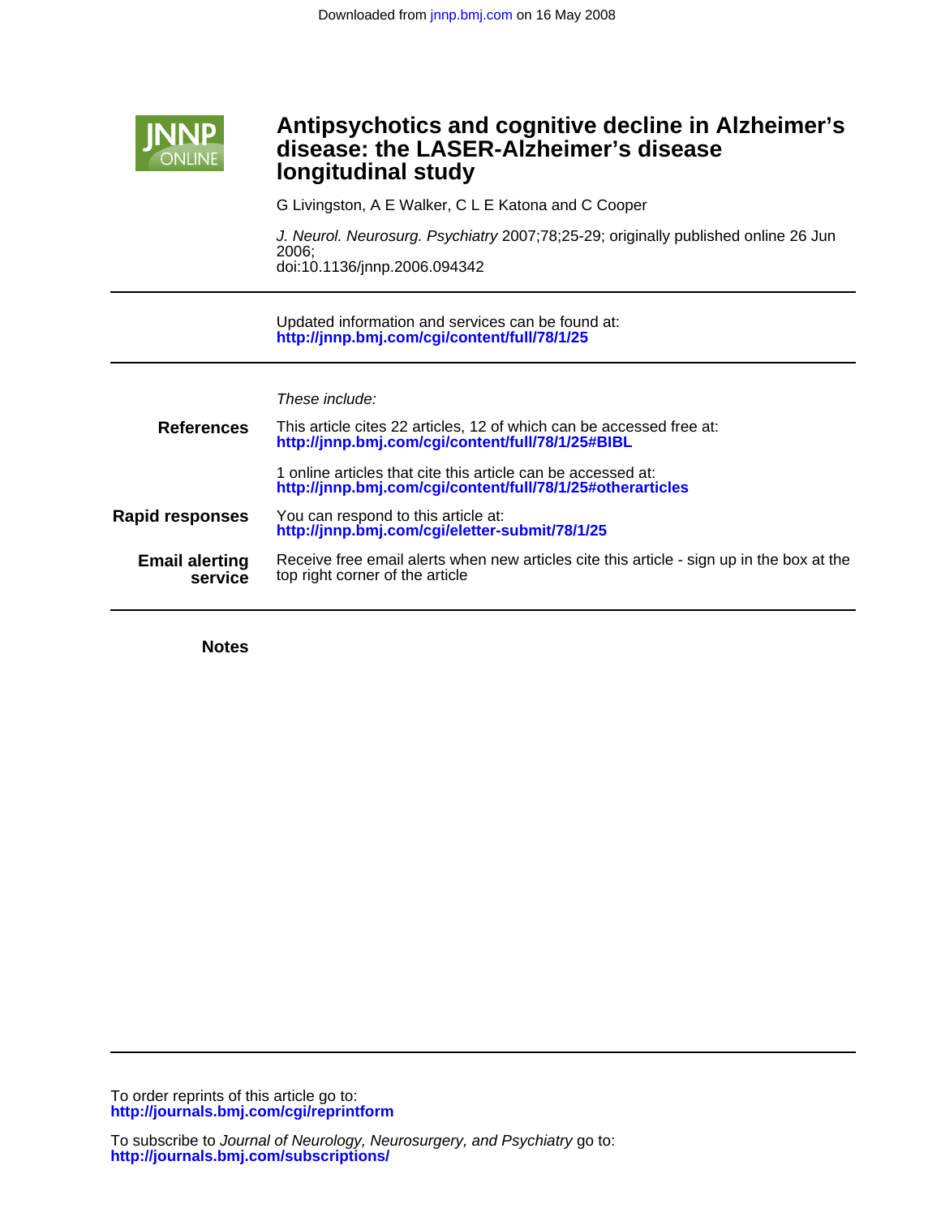Downloaded from jnnp.bmj.com on 16 May 2008

# Antipsychotics and cognitive decline in Alzheimer's disease: the LASER-Alzheimer's disease longitudinal study

G Livingston, A E Walker, C L E Katona and C Cooper

*J. Neurol. Neurosurg. Psychiatry* 2007;78;25-29; originally published online 26 Jun 2006;
doi:10.1136/jnnp.2006.094342

Updated information and services can be found at:
**http://jnnp.bmj.com/cgi/content/full/78/1/25**

*These include:*

**References**

This article cites 22 articles, 12 of which can be accessed free at:
**http://jnnp.bmj.com/cgi/content/full/78/1/25#BIBL**

1 online articles that cite this article can be accessed at:
**http://jnnp.bmj.com/cgi/content/full/78/1/25#otherarticles**

**Rapid responses**

You can respond to this article at:
**http://jnnp.bmj.com/cgi/eletter-submit/78/1/25**

**Email alerting service**

Receive free email alerts when new articles cite this article - sign up in the box at the top right corner of the article

**Notes**

To order reprints of this article go to:
**http://journals.bmj.com/cgi/reprintform**

To subscribe to *Journal of Neurology, Neurosurgery, and Psychiatry* go to:
**http://journals.bmj.com/subscriptions/**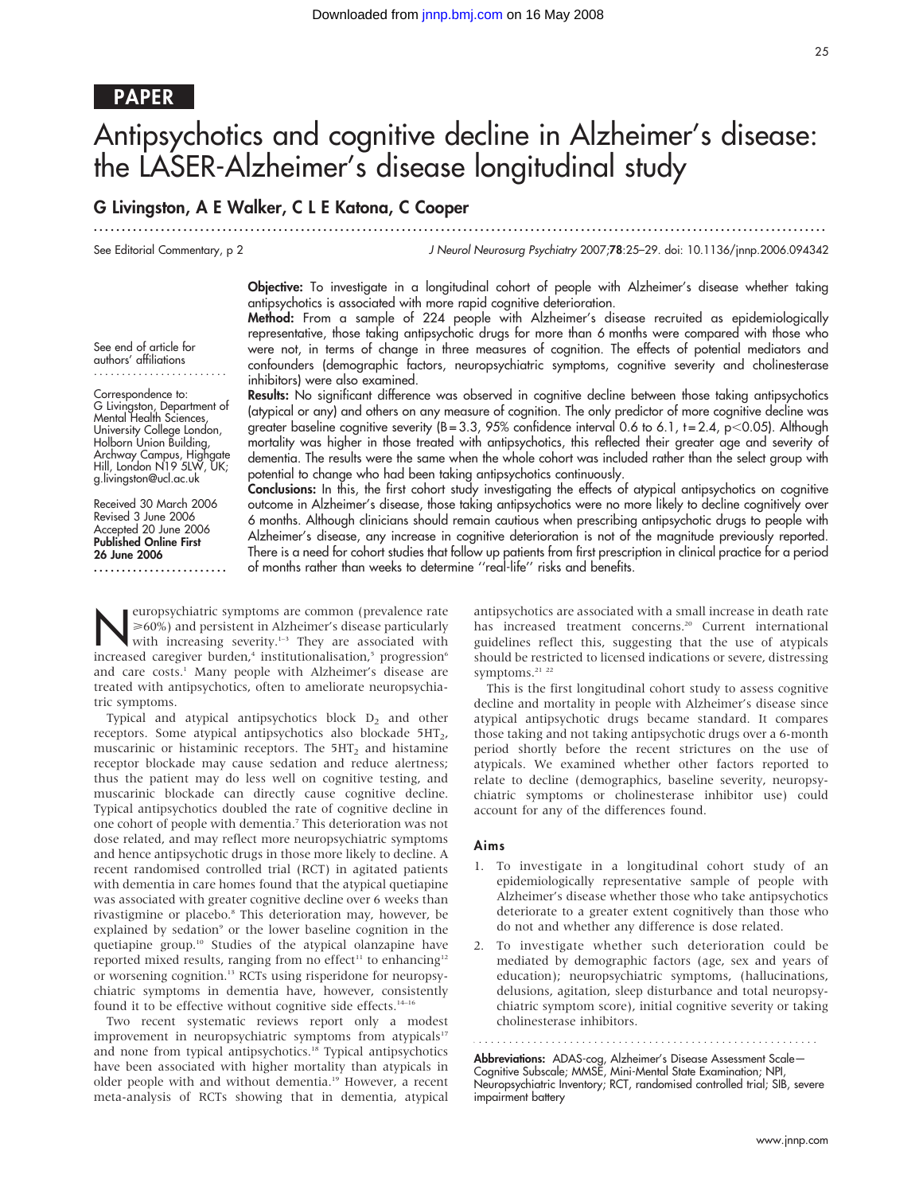# PAPER

# Antipsychotics and cognitive decline in Alzheimer's disease: the LASER-Alzheimer's disease longitudinal study

**G Livingston, A E Walker, C L E Katona, C Cooper**

See Editorial Commentary, p 2

J Neurol Neurosurg Psychiatry 2007;**78**:25–29. doi: 10.1136/jnnp.2006.094342

See end of article for authors' affiliations

Correspondence to: G Livingston, Department of Mental Health Sciences, University College London, Holborn Union Building, Archway Campus, Highgate Hill, London N19 5LW, UK; g.livingston@ucl.ac.uk

Received 30 March 2006
Revised 3 June 2006
Accepted 20 June 2006
**Published Online First 26 June 2006**

**Objective:** To investigate in a longitudinal cohort of people with Alzheimer's disease whether taking antipsychotics is associated with more rapid cognitive deterioration.

**Method:** From a sample of 224 people with Alzheimer's disease recruited as epidemiologically representative, those taking antipsychotic drugs for more than 6 months were compared with those who were not, in terms of change in three measures of cognition. The effects of potential mediators and confounders (demographic factors, neuropsychiatric symptoms, cognitive severity and cholinesterase inhibitors) were also examined.

**Results:** No significant difference was observed in cognitive decline between those taking antipsychotics (atypical or any) and others on any measure of cognition. The only predictor of more cognitive decline was greater baseline cognitive severity (B = 3.3, 95% confidence interval 0.6 to 6.1, t = 2.4, $p<0.05$). Although mortality was higher in those treated with antipsychotics, this reflected their greater age and severity of dementia. The results were the same when the whole cohort was included rather than the select group with potential to change who had been taking antipsychotics continuously.

**Conclusions:** In this, the first cohort study investigating the effects of atypical antipsychotics on cognitive outcome in Alzheimer's disease, those taking antipsychotics were no more likely to decline cognitively over 6 months. Although clinicians should remain cautious when prescribing antipsychotic drugs to people with Alzheimer's disease, any increase in cognitive deterioration is not of the magnitude previously reported. There is a need for cohort studies that follow up patients from first prescription in clinical practice for a period of months rather than weeks to determine "real-life" risks and benefits.

Neuropsychiatric symptoms are common (prevalence rate ⩾60%) and persistent in Alzheimer's disease particularly with increasing severity.[1–3] They are associated with increased caregiver burden,[4] institutionalisation,[5] progression[6] and care costs.[1] Many people with Alzheimer's disease are treated with antipsychotics, often to ameliorate neuropsychiatric symptoms.

Typical and atypical antipsychotics block $D_2$ and other receptors. Some atypical antipsychotics also blockade $5HT_2$, muscarinic or histaminic receptors. The $5HT_2$ and histamine receptor blockade may cause sedation and reduce alertness; thus the patient may do less well on cognitive testing, and muscarinic blockade can directly cause cognitive decline. Typical antipsychotics doubled the rate of cognitive decline in one cohort of people with dementia.[7] This deterioration was not dose related, and may reflect more neuropsychiatric symptoms and hence antipsychotic drugs in those more likely to decline. A recent randomised controlled trial (RCT) in agitated patients with dementia in care homes found that the atypical quetiapine was associated with greater cognitive decline over 6 weeks than rivastigmine or placebo.[8] This deterioration may, however, be explained by sedation[9] or the lower baseline cognition in the quetiapine group.[10] Studies of the atypical olanzapine have reported mixed results, ranging from no effect[11] to enhancing[12] or worsening cognition.[13] RCTs using risperidone for neuropsychiatric symptoms in dementia have, however, consistently found it to be effective without cognitive side effects.[14–16]

Two recent systematic reviews report only a modest improvement in neuropsychiatric symptoms from atypicals[17] and none from typical antipsychotics.[18] Typical antipsychotics have been associated with higher mortality than atypicals in older people with and without dementia.[19] However, a recent meta-analysis of RCTs showing that in dementia, atypical antipsychotics are associated with a small increase in death rate has increased treatment concerns.[20] Current international guidelines reflect this, suggesting that the use of atypicals should be restricted to licensed indications or severe, distressing symptoms.[21 22]

This is the first longitudinal cohort study to assess cognitive decline and mortality in people with Alzheimer's disease since atypical antipsychotic drugs became standard. It compares those taking and not taking antipsychotic drugs over a 6-month period shortly before the recent strictures on the use of atypicals. We examined whether other factors reported to relate to decline (demographics, baseline severity, neuropsychiatric symptoms or cholinesterase inhibitor use) could account for any of the differences found.

## Aims

1. To investigate in a longitudinal cohort study of an epidemiologically representative sample of people with Alzheimer's disease whether those who take antipsychotics deteriorate to a greater extent cognitively than those who do not and whether any difference is dose related.
2. To investigate whether such deterioration could be mediated by demographic factors (age, sex and years of education); neuropsychiatric symptoms, (hallucinations, delusions, agitation, sleep disturbance and total neuropsychiatric symptom score), initial cognitive severity or taking cholinesterase inhibitors.

**Abbreviations:** ADAS-cog, Alzheimer's Disease Assessment Scale—Cognitive Subscale; MMSE, Mini-Mental State Examination; NPI, Neuropsychiatric Inventory; RCT, randomised controlled trial; SIB, severe impairment battery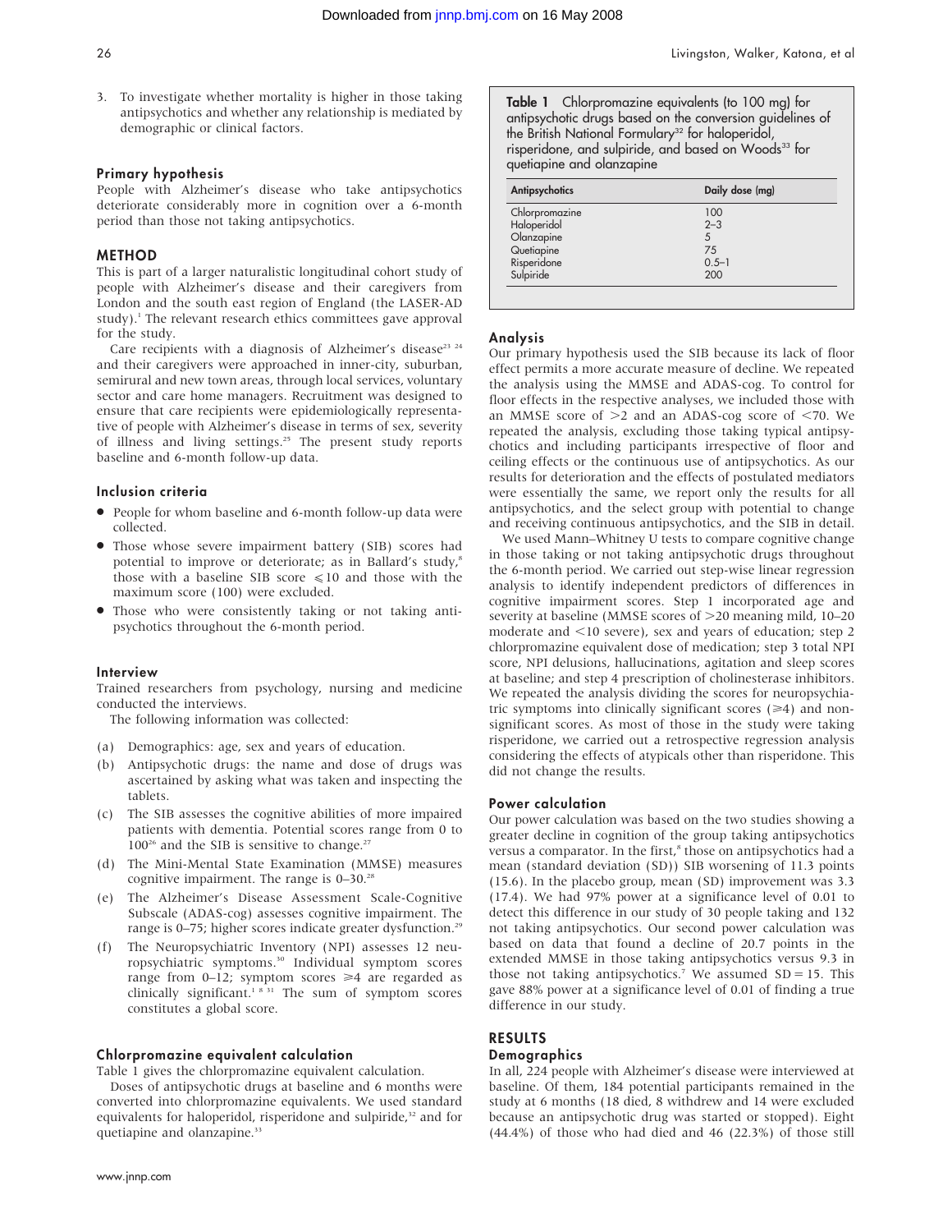3. To investigate whether mortality is higher in those taking antipsychotics and whether any relationship is mediated by demographic or clinical factors.

### Primary hypothesis

People with Alzheimer's disease who take antipsychotics deteriorate considerably more in cognition over a 6-month period than those not taking antipsychotics.

## METHOD

This is part of a larger naturalistic longitudinal cohort study of people with Alzheimer's disease and their caregivers from London and the south east region of England (the LASER-AD study).[1] The relevant research ethics committees gave approval for the study.

Care recipients with a diagnosis of Alzheimer's disease[23 24] and their caregivers were approached in inner-city, suburban, semirural and new town areas, through local services, voluntary sector and care home managers. Recruitment was designed to ensure that care recipients were epidemiologically representative of people with Alzheimer's disease in terms of sex, severity of illness and living settings.[25] The present study reports baseline and 6-month follow-up data.

### Inclusion criteria

- People for whom baseline and 6-month follow-up data were collected.
- Those whose severe impairment battery (SIB) scores had potential to improve or deteriorate; as in Ballard's study,[8] those with a baseline SIB score ⩽10 and those with the maximum score (100) were excluded.
- Those who were consistently taking or not taking antipsychotics throughout the 6-month period.

### Interview

Trained researchers from psychology, nursing and medicine conducted the interviews.

The following information was collected:

(a) Demographics: age, sex and years of education.
(b) Antipsychotic drugs: the name and dose of drugs was ascertained by asking what was taken and inspecting the tablets.
(c) The SIB assesses the cognitive abilities of more impaired patients with dementia. Potential scores range from 0 to 100[26] and the SIB is sensitive to change.[27]
(d) The Mini-Mental State Examination (MMSE) measures cognitive impairment. The range is 0–30.[28]
(e) The Alzheimer's Disease Assessment Scale-Cognitive Subscale (ADAS-cog) assesses cognitive impairment. The range is 0–75; higher scores indicate greater dysfunction.[29]
(f) The Neuropsychiatric Inventory (NPI) assesses 12 neuropsychiatric symptoms.[30] Individual symptom scores range from 0–12; symptom scores ⩾4 are regarded as clinically significant.[1 8 31] The sum of symptom scores constitutes a global score.

### Chlorpromazine equivalent calculation

Table 1 gives the chlorpromazine equivalent calculation.

Doses of antipsychotic drugs at baseline and 6 months were converted into chlorpromazine equivalents. We used standard equivalents for haloperidol, risperidone and sulpiride,[32] and for quetiapine and olanzapine.[33]

**Table 1** Chlorpromazine equivalents (to 100 mg) for antipsychotic drugs based on the conversion guidelines of the British National Formulary[32] for haloperidol, risperidone, and sulpiride, and based on Woods[33] for quetiapine and olanzapine

| Antipsychotics | Daily dose (mg) |
|---|---|
| Chlorpromazine | 100 |
| Haloperidol | 2–3 |
| Olanzapine | 5 |
| Quetiapine | 75 |
| Risperidone | 0.5–1 |
| Sulpiride | 200 |

### Analysis

Our primary hypothesis used the SIB because its lack of floor effect permits a more accurate measure of decline. We repeated the analysis using the MMSE and ADAS-cog. To control for floor effects in the respective analyses, we included those with an MMSE score of >2 and an ADAS-cog score of <70. We repeated the analysis, excluding those taking typical antipsychotics and including participants irrespective of floor and ceiling effects or the continuous use of antipsychotics. As our results for deterioration and the effects of postulated mediators were essentially the same, we report only the results for all antipsychotics, and the select group with potential to change and receiving continuous antipsychotics, and the SIB in detail.

We used Mann–Whitney U tests to compare cognitive change in those taking or not taking antipsychotic drugs throughout the 6-month period. We carried out step-wise linear regression analysis to identify independent predictors of differences in cognitive impairment scores. Step 1 incorporated age and severity at baseline (MMSE scores of >20 meaning mild, 10–20 moderate and <10 severe), sex and years of education; step 2 chlorpromazine equivalent dose of medication; step 3 total NPI score, NPI delusions, hallucinations, agitation and sleep scores at baseline; and step 4 prescription of cholinesterase inhibitors. We repeated the analysis dividing the scores for neuropsychiatric symptoms into clinically significant scores (⩾4) and non-significant scores. As most of those in the study were taking risperidone, we carried out a retrospective regression analysis considering the effects of atypicals other than risperidone. This did not change the results.

### Power calculation

Our power calculation was based on the two studies showing a greater decline in cognition of the group taking antipsychotics versus a comparator. In the first,[8] those on antipsychotics had a mean (standard deviation (SD)) SIB worsening of 11.3 points (15.6). In the placebo group, mean (SD) improvement was 3.3 (17.4). We had 97% power at a significance level of 0.01 to detect this difference in our study of 30 people taking and 132 not taking antipsychotics. Our second power calculation was based on data that found a decline of 20.7 points in the extended MMSE in those taking antipsychotics versus 9.3 in those not taking antipsychotics.[7] We assumed SD = 15. This gave 88% power at a significance level of 0.01 of finding a true difference in our study.

## RESULTS

### Demographics

In all, 224 people with Alzheimer's disease were interviewed at baseline. Of them, 184 potential participants remained in the study at 6 months (18 died, 8 withdrew and 14 were excluded because an antipsychotic drug was started or stopped). Eight (44.4%) of those who had died and 46 (22.3%) of those still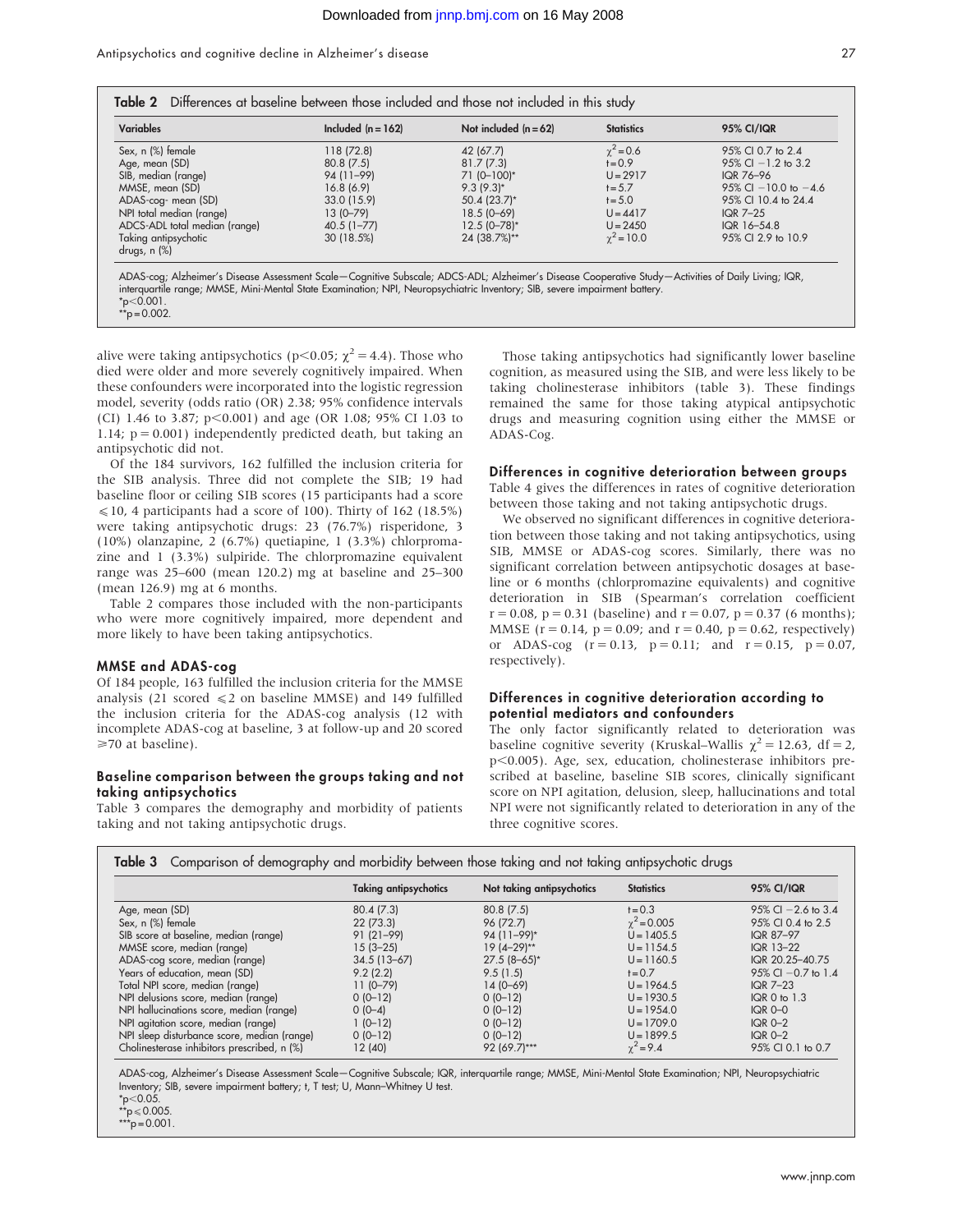**Table 2** Differences at baseline between those included and those not included in this study

| Variables | Included (n = 162) | Not included (n = 62) | Statistics | 95% CI/IQR |
|---|---|---|---|---|
| Sex, n (%) female | 118 (72.8) | 42 (67.7) | $\chi^2 = 0.6$ | 95% CI 0.7 to 2.4 |
| Age, mean (SD) | 80.8 (7.5) | 81.7 (7.3) | t = 0.9 | 95% CI −1.2 to 3.2 |
| SIB, median (range) | 94 (11–99) | 71 (0–100)* | U = 2917 | IQR 76–96 |
| MMSE, mean (SD) | 16.8 (6.9) | 9.3 (9.3)* | t = 5.7 | 95% CI −10.0 to −4.6 |
| ADAS-cog- mean (SD) | 33.0 (15.9) | 50.4 (23.7)* | t = 5.0 | 95% CI 10.4 to 24.4 |
| NPI total median (range) | 13 (0–79) | 18.5 (0–69) | U = 4417 | IQR 7–25 |
| ADCS-ADL total median (range) | 40.5 (1–77) | 12.5 (0–78)* | U = 2450 | IQR 16–54.8 |
| Taking antipsychotic drugs, n (%) | 30 (18.5%) | 24 (38.7%)** | $\chi^2 = 10.0$ | 95% CI 2.9 to 10.9 |

ADAS-cog; Alzheimer's Disease Assessment Scale—Cognitive Subscale; ADCS-ADL; Alzheimer's Disease Cooperative Study—Activities of Daily Living; IQR, interquartile range; MMSE, Mini-Mental State Examination; NPI, Neuropsychiatric Inventory; SIB, severe impairment battery.
*$p<0.001$.
**$p = 0.002$.

alive were taking antipsychotics ($p<0.05$; $\chi^2 = 4.4$). Those who died were older and more severely cognitively impaired. When these confounders were incorporated into the logistic regression model, severity (odds ratio (OR) 2.38; 95% confidence intervals (CI) 1.46 to 3.87; $p<0.001$) and age (OR 1.08; 95% CI 1.03 to 1.14; $p = 0.001$) independently predicted death, but taking an antipsychotic did not.

Of the 184 survivors, 162 fulfilled the inclusion criteria for the SIB analysis. Three did not complete the SIB; 19 had baseline floor or ceiling SIB scores (15 participants had a score $\leqslant 10$, 4 participants had a score of 100). Thirty of 162 (18.5%) were taking antipsychotic drugs: 23 (76.7%) risperidone, 3 (10%) olanzapine, 2 (6.7%) quetiapine, 1 (3.3%) chlorpromazine and 1 (3.3%) sulpiride. The chlorpromazine equivalent range was 25–600 (mean 120.2) mg at baseline and 25–300 (mean 126.9) mg at 6 months.

Table 2 compares those included with the non-participants who were more cognitively impaired, more dependent and more likely to have been taking antipsychotics.

## MMSE and ADAS-cog

Of 184 people, 163 fulfilled the inclusion criteria for the MMSE analysis (21 scored $\leqslant 2$ on baseline MMSE) and 149 fulfilled the inclusion criteria for the ADAS-cog analysis (12 with incomplete ADAS-cog at baseline, 3 at follow-up and 20 scored $\geqslant 70$ at baseline).

## Baseline comparison between the groups taking and not taking antipsychotics

Table 3 compares the demography and morbidity of patients taking and not taking antipsychotic drugs.

Those taking antipsychotics had significantly lower baseline cognition, as measured using the SIB, and were less likely to be taking cholinesterase inhibitors (table 3). These findings remained the same for those taking atypical antipsychotic drugs and measuring cognition using either the MMSE or ADAS-Cog.

## Differences in cognitive deterioration between groups

Table 4 gives the differences in rates of cognitive deterioration between those taking and not taking antipsychotic drugs.

We observed no significant differences in cognitive deterioration between those taking and not taking antipsychotics, using SIB, MMSE or ADAS-cog scores. Similarly, there was no significant correlation between antipsychotic dosages at baseline or 6 months (chlorpromazine equivalents) and cognitive deterioration in SIB (Spearman's correlation coefficient $r = 0.08$, $p = 0.31$ (baseline) and $r = 0.07$, $p = 0.37$ (6 months); MMSE ($r = 0.14$, $p = 0.09$; and $r = 0.40$, $p = 0.62$, respectively) or ADAS-cog ($r = 0.13$, $p = 0.11$; and $r = 0.15$, $p = 0.07$, respectively).

## Differences in cognitive deterioration according to potential mediators and confounders

The only factor significantly related to deterioration was baseline cognitive severity (Kruskal–Wallis $\chi^2 = 12.63$, df = 2, $p<0.005$). Age, sex, education, cholinesterase inhibitors prescribed at baseline, baseline SIB scores, clinically significant score on NPI agitation, delusion, sleep, hallucinations and total NPI were not significantly related to deterioration in any of the three cognitive scores.

**Table 3** Comparison of demography and morbidity between those taking and not taking antipsychotic drugs

| | Taking antipsychotics | Not taking antipsychotics | Statistics | 95% CI/IQR |
|---|---|---|---|---|
| Age, mean (SD) | 80.4 (7.3) | 80.8 (7.5) | t = 0.3 | 95% CI −2.6 to 3.4 |
| Sex, n (%) female | 22 (73.3) | 96 (72.7) | $\chi^2 = 0.005$ | 95% CI 0.4 to 2.5 |
| SIB score at baseline, median (range) | 91 (21–99) | 94 (11–99)* | U = 1405.5 | IQR 87–97 |
| MMSE score, median (range) | 15 (3–25) | 19 (4–29)** | U = 1154.5 | IQR 13–22 |
| ADAS-cog score, median (range) | 34.5 (13–67) | 27.5 (8–65)* | U = 1160.5 | IQR 20.25–40.75 |
| Years of education, mean (SD) | 9.2 (2.2) | 9.5 (1.5) | t = 0.7 | 95% CI −0.7 to 1.4 |
| Total NPI score, median (range) | 11 (0–79) | 14 (0–69) | U = 1964.5 | IQR 7–23 |
| NPI delusions score, median (range) | 0 (0–12) | 0 (0–12) | U = 1930.5 | IQR 0 to 1.3 |
| NPI hallucinations score, median (range) | 0 (0–4) | 0 (0–12) | U = 1954.0 | IQR 0–0 |
| NPI agitation score, median (range) | 1 (0–12) | 0 (0–12) | U = 1709.0 | IQR 0–2 |
| NPI sleep disturbance score, median (range) | 0 (0–12) | 0 (0–12) | U = 1899.5 | IQR 0–2 |
| Cholinesterase inhibitors prescribed, n (%) | 12 (40) | 92 (69.7)*** | $\chi^2 = 9.4$ | 95% CI 0.1 to 0.7 |

ADAS-cog, Alzheimer's Disease Assessment Scale—Cognitive Subscale; IQR, interquartile range; MMSE, Mini-Mental State Examination; NPI, Neuropsychiatric Inventory; SIB, severe impairment battery; t, T test; U, Mann–Whitney U test.
*$p<0.05$.
**$p \leqslant 0.005$.
***$p = 0.001$.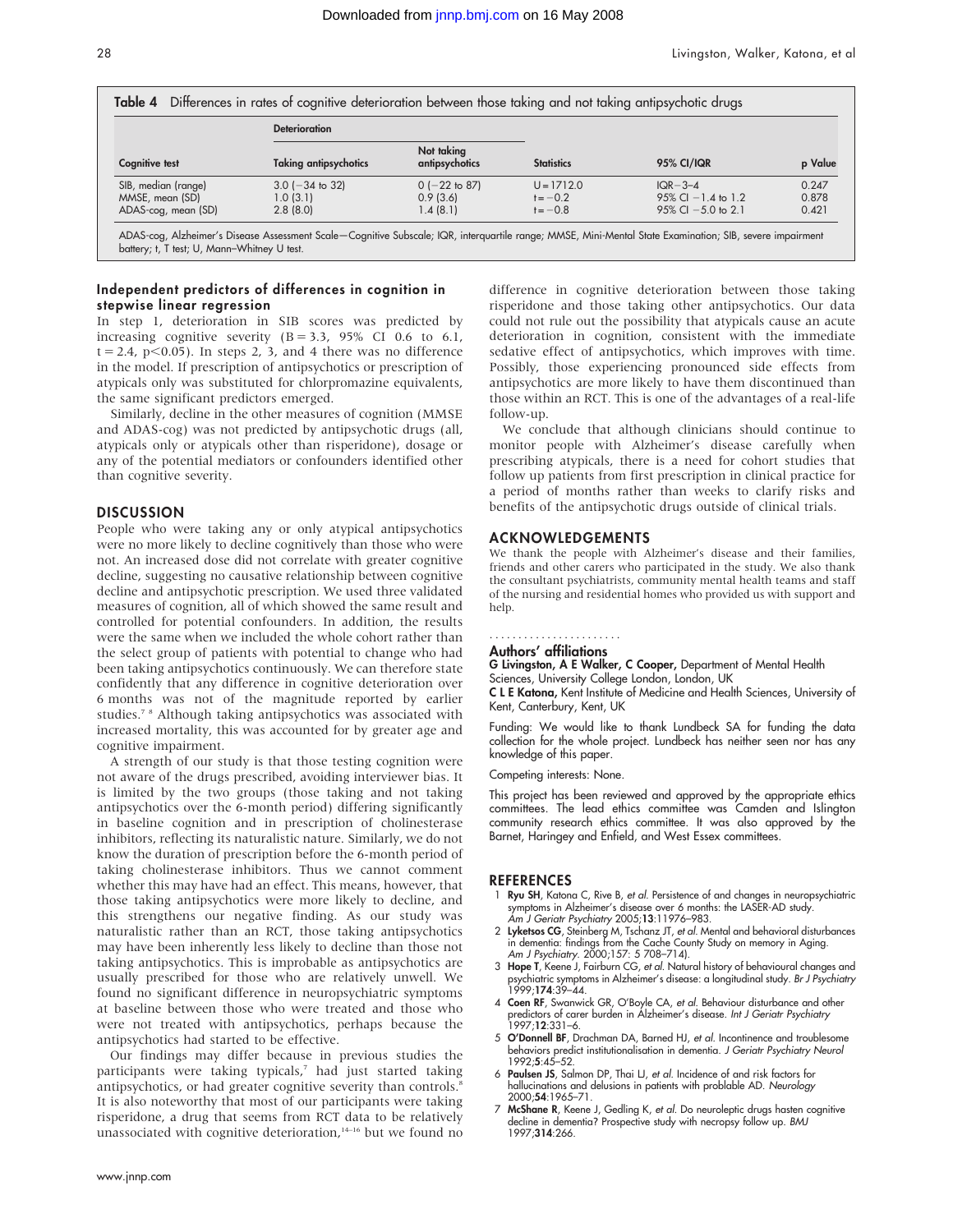**Table 4** Differences in rates of cognitive deterioration between those taking and not taking antipsychotic drugs

| | Deterioration | | | | |
|---|---|---|---|---|---|
| Cognitive test | Taking antipsychotics | Not taking antipsychotics | Statistics | 95% CI/IQR | p Value |
| SIB, median (range) | 3.0 (−34 to 32) | 0 (−22 to 87) | U = 1712.0 | IQR −3–4 | 0.247 |
| MMSE, mean (SD) | 1.0 (3.1) | 0.9 (3.6) | t = −0.2 | 95% CI −1.4 to 1.2 | 0.878 |
| ADAS-cog, mean (SD) | 2.8 (8.0) | 1.4 (8.1) | t = −0.8 | 95% CI −5.0 to 2.1 | 0.421 |

ADAS-cog, Alzheimer's Disease Assessment Scale—Cognitive Subscale; IQR, interquartile range; MMSE, Mini-Mental State Examination; SIB, severe impairment battery; t, T test; U, Mann–Whitney U test.

### Independent predictors of differences in cognition in stepwise linear regression

In step 1, deterioration in SIB scores was predicted by increasing cognitive severity (B = 3.3, 95% CI 0.6 to 6.1, $t = 2.4$, $p < 0.05$). In steps 2, 3, and 4 there was no difference in the model. If prescription of antipsychotics or prescription of atypicals only was substituted for chlorpromazine equivalents, the same significant predictors emerged.

Similarly, decline in the other measures of cognition (MMSE and ADAS-cog) was not predicted by antipsychotic drugs (all, atypicals only or atypicals other than risperidone), dosage or any of the potential mediators or confounders identified other than cognitive severity.

## DISCUSSION

People who were taking any or only atypical antipsychotics were no more likely to decline cognitively than those who were not. An increased dose did not correlate with greater cognitive decline, suggesting no causative relationship between cognitive decline and antipsychotic prescription. We used three validated measures of cognition, all of which showed the same result and controlled for potential confounders. In addition, the results were the same when we included the whole cohort rather than the select group of patients with potential to change who had been taking antipsychotics continuously. We can therefore state confidently that any difference in cognitive deterioration over 6 months was not of the magnitude reported by earlier studies.[7 8] Although taking antipsychotics was associated with increased mortality, this was accounted for by greater age and cognitive impairment.

A strength of our study is that those testing cognition were not aware of the drugs prescribed, avoiding interviewer bias. It is limited by the two groups (those taking and not taking antipsychotics over the 6-month period) differing significantly in baseline cognition and in prescription of cholinesterase inhibitors, reflecting its naturalistic nature. Similarly, we do not know the duration of prescription before the 6-month period of taking cholinesterase inhibitors. Thus we cannot comment whether this may have had an effect. This means, however, that those taking antipsychotics were more likely to decline, and this strengthens our negative finding. As our study was naturalistic rather than an RCT, those taking antipsychotics may have been inherently less likely to decline than those not taking antipsychotics. This is improbable as antipsychotics are usually prescribed for those who are relatively unwell. We found no significant difference in neuropsychiatric symptoms at baseline between those who were treated and those who were not treated with antipsychotics, perhaps because the antipsychotics had started to be effective.

Our findings may differ because in previous studies the participants were taking typicals,[7] had just started taking antipsychotics, or had greater cognitive severity than controls.[8] It is also noteworthy that most of our participants were taking risperidone, a drug that seems from RCT data to be relatively unassociated with cognitive deterioration,[14–16] but we found no difference in cognitive deterioration between those taking risperidone and those taking other antipsychotics. Our data could not rule out the possibility that atypicals cause an acute deterioration in cognition, consistent with the immediate sedative effect of antipsychotics, which improves with time. Possibly, those experiencing pronounced side effects from antipsychotics are more likely to have them discontinued than those within an RCT. This is one of the advantages of a real-life follow-up.

We conclude that although clinicians should continue to monitor people with Alzheimer's disease carefully when prescribing atypicals, there is a need for cohort studies that follow up patients from first prescription in clinical practice for a period of months rather than weeks to clarify risks and benefits of the antipsychotic drugs outside of clinical trials.

## ACKNOWLEDGEMENTS

We thank the people with Alzheimer's disease and their families, friends and other carers who participated in the study. We also thank the consultant psychiatrists, community mental health teams and staff of the nursing and residential homes who provided us with support and help.

### Authors' affiliations

**G Livingston, A E Walker, C Cooper,** Department of Mental Health Sciences, University College London, London, UK

**C L E Katona,** Kent Institute of Medicine and Health Sciences, University of Kent, Canterbury, Kent, UK

Funding: We would like to thank Lundbeck SA for funding the data collection for the whole project. Lundbeck has neither seen nor has any knowledge of this paper.

Competing interests: None.

This project has been reviewed and approved by the appropriate ethics committees. The lead ethics committee was Camden and Islington community research ethics committee. It was also approved by the Barnet, Haringey and Enfield, and West Essex committees.

## REFERENCES

1. **Ryu SH**, Katona C, Rive B, *et al*. Persistence of and changes in neuropsychiatric symptoms in Alzheimer's disease over 6 months: the LASER-AD study. *Am J Geriatr Psychiatry* 2005;**13**:11976–983.
2. **Lyketsos CG**, Steinberg M, Tschanz JT, *et al*. Mental and behavioral disturbances in dementia: findings from the Cache County Study on memory in Aging. *Am J Psychiatry*. 2000;157: 5 708–714).
3. **Hope T**, Keene J, Fairburn CG, *et al*. Natural history of behavioural changes and psychiatric symptoms in Alzheimer's disease: a longitudinal study. *Br J Psychiatry* 1999;**174**:39–44.
4. **Coen RF**, Swanwick GR, O'Boyle CA, *et al*. Behaviour disturbance and other predictors of carer burden in Alzheimer's disease. *Int J Geriatr Psychiatry* 1997;**12**:331–6.
5. **O'Donnell BF**, Drachman DA, Barned HJ, *et al*. Incontinence and troublesome behaviors predict institutionalisation in dementia. *J Geriatr Psychiatry Neurol* 1992;**5**:45–52.
6. **Paulsen JS**, Salmon DP, Thai LJ, *et al*. Incidence of and risk factors for hallucinations and delusions in patients with problable AD. *Neurology* 2000;**54**:1965–71.
7. **McShane R**, Keene J, Gedling K, *et al*. Do neuroleptic drugs hasten cognitive decline in dementia? Prospective study with necropsy follow up. *BMJ* 1997;**314**:266.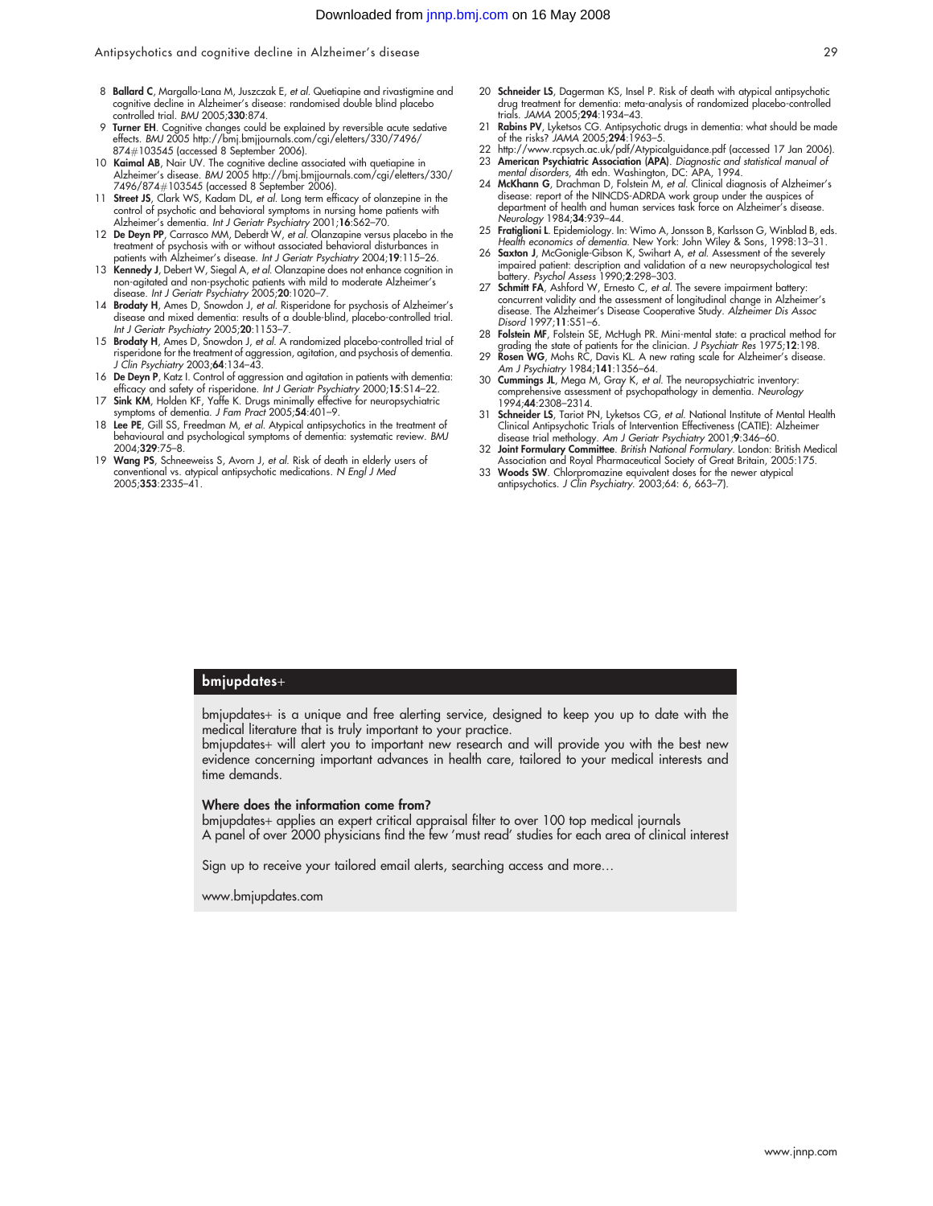8 **Ballard C**, Margallo-Lana M, Juszczak E, *et al*. Quetiapine and rivastigmine and cognitive decline in Alzheimer's disease: randomised double blind placebo controlled trial. *BMJ* 2005;**330**:874.

9 **Turner EH**. Cognitive changes could be explained by reversible acute sedative effects. *BMJ* 2005 http://bmj.bmjjournals.com/cgi/eletters/330/7496/874#103545 (accessed 8 September 2006).

10 **Kaimal AB**, Nair UV. The cognitive decline associated with quetiapine in Alzheimer's disease. *BMJ* 2005 http://bmj.bmjjournals.com/cgi/eletters/330/7496/874#103545 (accessed 8 September 2006).

11 **Street JS**, Clark WS, Kadam DL, *et al*. Long term efficacy of olanzepine in the control of psychotic and behavioral symptoms in nursing home patients with Alzheimer's dementia. *Int J Geriatr Psychiatry* 2001;**16**:S62–70.

12 **De Deyn PP**, Carrasco MM, Deberdt W, *et al*. Olanzapine versus placebo in the treatment of psychosis with or without associated behavioral disturbances in patients with Alzheimer's disease. *Int J Geriatr Psychiatry* 2004;**19**:115–26.

13 **Kennedy J**, Debert W, Siegal A, *et al*. Olanzapine does not enhance cognition in non-agitated and non-psychotic patients with mild to moderate Alzheimer's disease. *Int J Geriatr Psychiatry* 2005;**20**:1020–7.

14 **Brodaty H**, Ames D, Snowdon J, *et al*. Risperidone for psychosis of Alzheimer's disease and mixed dementia: results of a double-blind, placebo-controlled trial. *Int J Geriatr Psychiatry* 2005;**20**:1153–7.

15 **Brodaty H**, Ames D, Snowdon J, *et al*. A randomized placebo-controlled trial of risperidone for the treatment of aggression, agitation, and psychosis of dementia. *J Clin Psychiatry* 2003;**64**:134–43.

16 **De Deyn P**, Katz I. Control of aggression and agitation in patients with dementia: efficacy and safety of risperidone. *Int J Geriatr Psychiatry* 2000;**15**:S14–22.

17 **Sink KM**, Holden KF, Yaffe K. Drugs minimally effective for neuropsychiatric symptoms of dementia. *J Fam Pract* 2005;**54**:401–9.

18 **Lee PE**, Gill SS, Freedman M, *et al*. Atypical antipsychotics in the treatment of behavioural and psychological symptoms of dementia: systematic review. *BMJ* 2004;**329**:75–8.

19 **Wang PS**, Schneeweiss S, Avorn J, *et al*. Risk of death in elderly users of conventional vs. atypical antipsychotic medications. *N Engl J Med* 2005;**353**:2335–41.

20 **Schneider LS**, Dagerman KS, Insel P. Risk of death with atypical antipsychotic drug treatment for dementia: meta-analysis of randomized placebo-controlled trials. *JAMA* 2005;**294**:1934–43.

21 **Rabins PV**, Lyketsos CG. Antipsychotic drugs in dementia: what should be made of the risks? *JAMA* 2005;**294**:1963–5.

22 http://www.rcpsych.ac.uk/pdf/Atypicalguidance.pdf (accessed 17 Jan 2006).

23 **American Psychiatric Association (APA)**. *Diagnostic and statistical manual of mental disorders*, 4th edn. Washington, DC: APA, 1994.

24 **McKhann G**, Drachman D, Folstein M, *et al*. Clinical diagnosis of Alzheimer's disease: report of the NINCDS-ADRDA work group under the auspices of department of health and human services task force on Alzheimer's disease. *Neurology* 1984;**34**:939–44.

25 **Fratiglioni L**. Epidemiology. In: Wimo A, Jonsson B, Karlsson G, Winblad B, eds. *Health economics of dementia*. New York: John Wiley & Sons, 1998:13–31.

26 **Saxton J**, McGonigle-Gibson K, Swihart A, *et al*. Assessment of the severely impaired patient: description and validation of a new neuropsychological test battery. *Psychol Assess* 1990;**2**:298–303.

27 **Schmitt FA**, Ashford W, Ernesto C, *et al*. The severe impairment battery: concurrent validity and the assessment of longitudinal change in Alzheimer's disease. The Alzheimer's Disease Cooperative Study. *Alzheimer Dis Assoc Disord* 1997;**11**:S51–6.

28 **Folstein MF**, Folstein SE, McHugh PR. Mini-mental state: a practical method for grading the state of patients for the clinician. *J Psychiatr Res* 1975;**12**:198.

29 **Rosen WG**, Mohs RC, Davis KL. A new rating scale for Alzheimer's disease. *Am J Psychiatry* 1984;**141**:1356–64.

30 **Cummings JL**, Mega M, Gray K, *et al*. The neuropsychiatric inventory: comprehensive assessment of psychopathology in dementia. *Neurology* 1994;**44**:2308–2314.

31 **Schneider LS**, Tariot PN, Lyketsos CG, *et al*. National Institute of Mental Health Clinical Antipsychotic Trials of Intervention Effectiveness (CATIE): Alzheimer disease trial methology. *Am J Geriatr Psychiatry* 2001;**9**:346–60.

32 **Joint Formulary Committee**. *British National Formulary*. London: British Medical Association and Royal Pharmaceutical Society of Great Britain, 2005:175.

33 **Woods SW**. Chlorpromazine equivalent doses for the newer atypical antipsychotics. *J Clin Psychiatry*. 2003;64: 6, 663–7).

## bmjupdates+

bmjupdates+ is a unique and free alerting service, designed to keep you up to date with the medical literature that is truly important to your practice.

bmjupdates+ will alert you to important new research and will provide you with the best new evidence concerning important advances in health care, tailored to your medical interests and time demands.

### Where does the information come from?

bmjupdates+ applies an expert critical appraisal filter to over 100 top medical journals
A panel of over 2000 physicians find the few 'must read' studies for each area of clinical interest

Sign up to receive your tailored email alerts, searching access and more…

www.bmjupdates.com